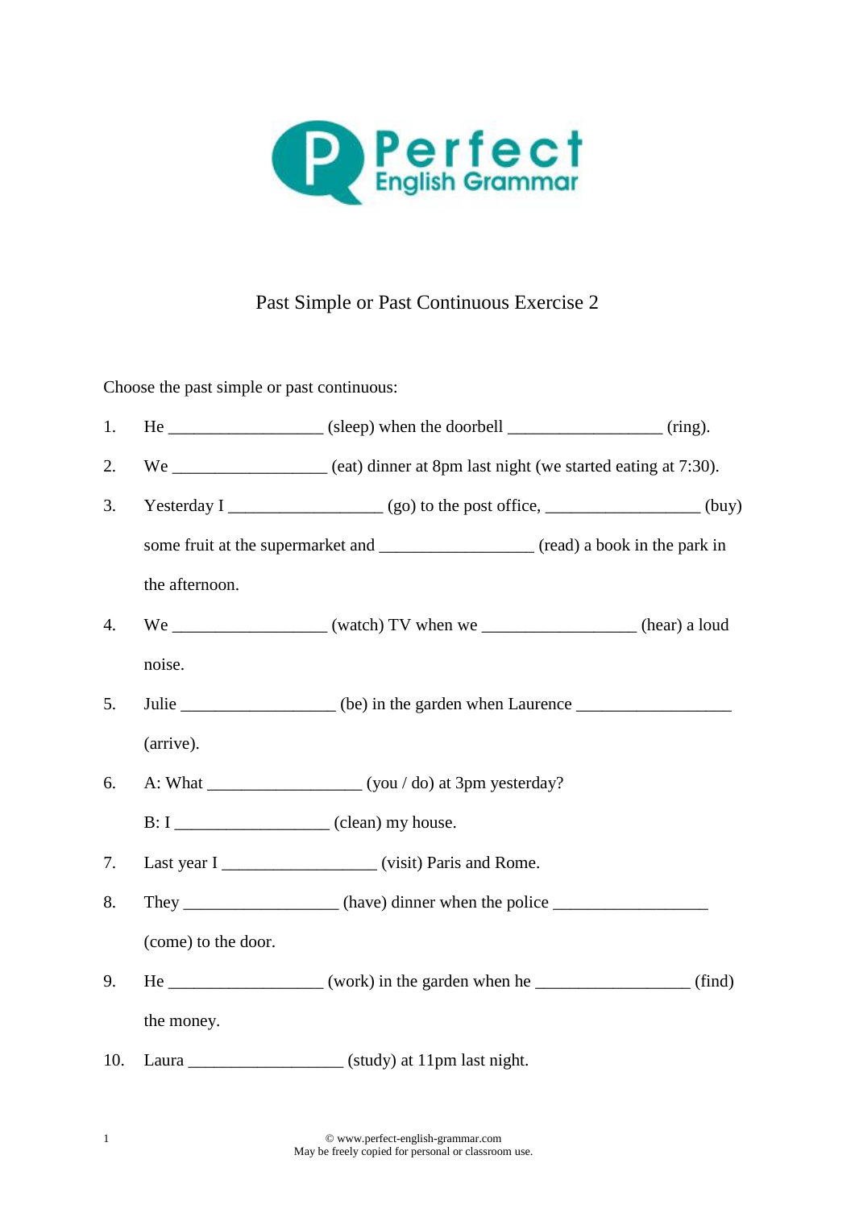Perfect English Grammar

# Past Simple or Past Continuous Exercise 2

Choose the past simple or past continuous:

1. He __________________ (sleep) when the doorbell __________________ (ring).
2. We __________________ (eat) dinner at 8pm last night (we started eating at 7:30).
3. Yesterday I __________________ (go) to the post office, __________________ (buy) some fruit at the supermarket and __________________ (read) a book in the park in the afternoon.
4. We __________________ (watch) TV when we __________________ (hear) a loud noise.
5. Julie __________________ (be) in the garden when Laurence __________________ (arrive).
6. A: What __________________ (you / do) at 3pm yesterday?

   B: I __________________ (clean) my house.
7. Last year I __________________ (visit) Paris and Rome.
8. They __________________ (have) dinner when the police __________________ (come) to the door.
9. He __________________ (work) in the garden when he __________________ (find) the money.
10. Laura __________________ (study) at 11pm last night.

© www.perfect-english-grammar.com
May be freely copied for personal or classroom use.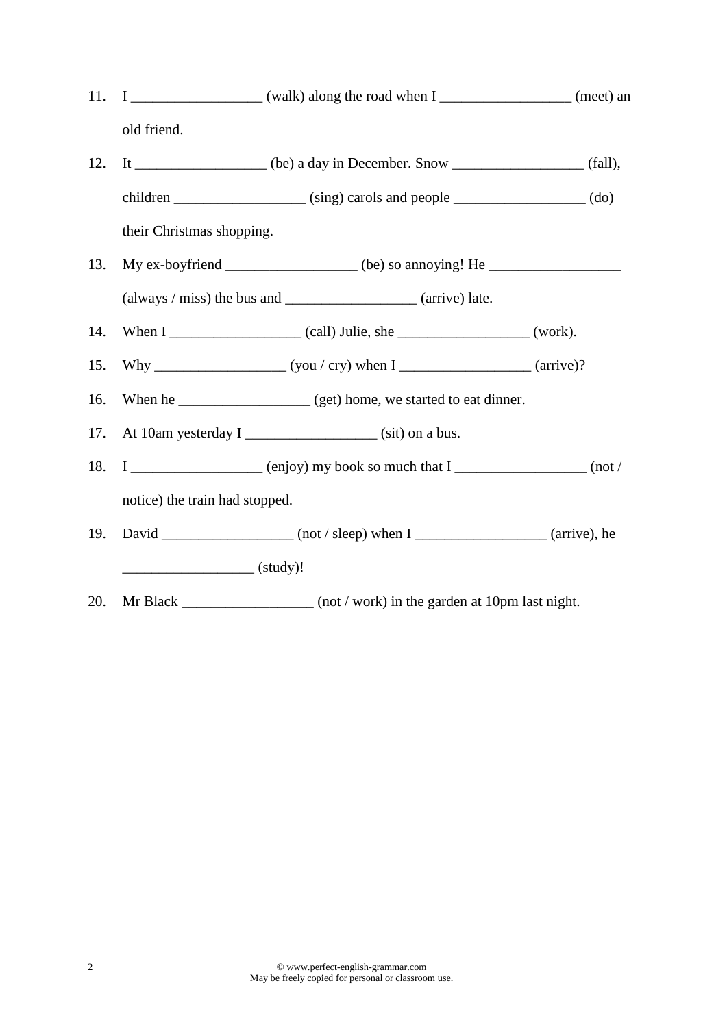11. I __________________ (walk) along the road when I __________________ (meet) an old friend.
12. It __________________ (be) a day in December. Snow __________________ (fall), children __________________ (sing) carols and people __________________ (do) their Christmas shopping.
13. My ex-boyfriend __________________ (be) so annoying! He __________________ (always / miss) the bus and __________________ (arrive) late.
14. When I __________________ (call) Julie, she __________________ (work).
15. Why __________________ (you / cry) when I __________________ (arrive)?
16. When he __________________ (get) home, we started to eat dinner.
17. At 10am yesterday I __________________ (sit) on a bus.
18. I __________________ (enjoy) my book so much that I __________________ (not / notice) the train had stopped.
19. David __________________ (not / sleep) when I __________________ (arrive), he __________________ (study)!
20. Mr Black __________________ (not / work) in the garden at 10pm last night.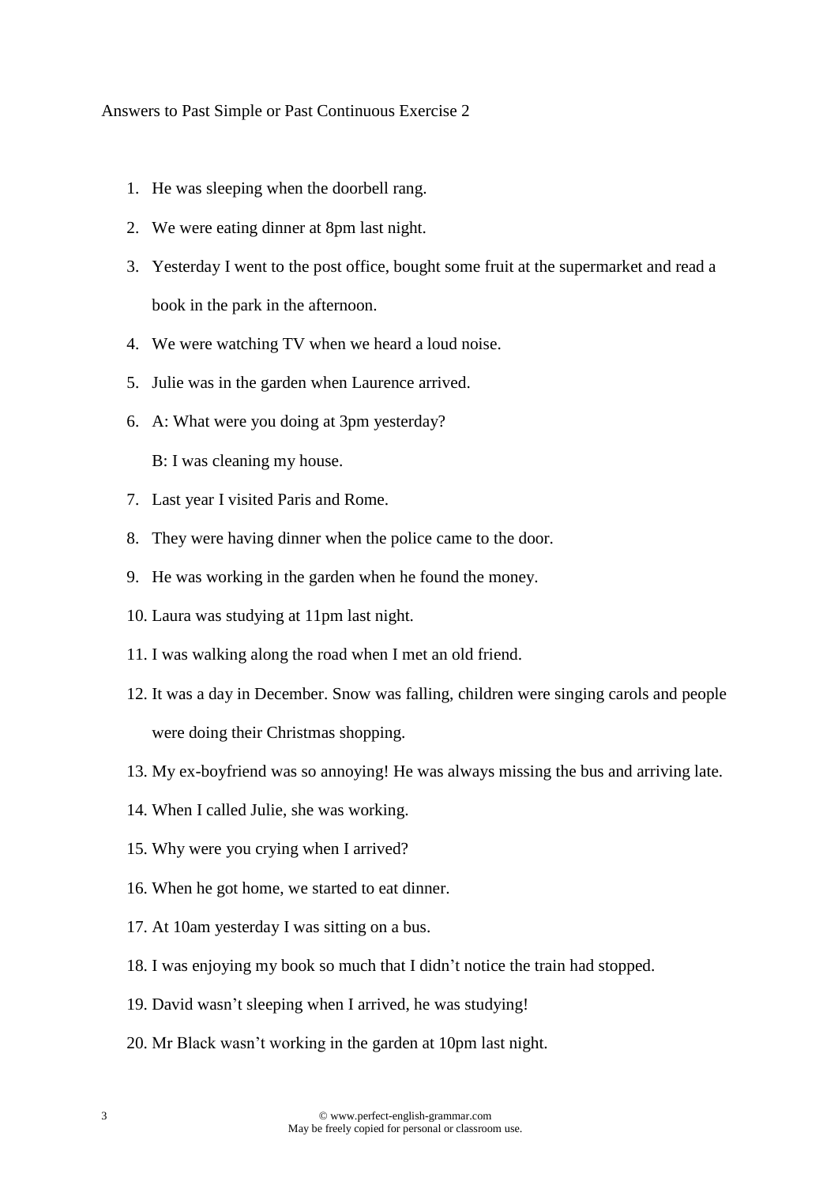Answers to Past Simple or Past Continuous Exercise 2

1. He was sleeping when the doorbell rang.
2. We were eating dinner at 8pm last night.
3. Yesterday I went to the post office, bought some fruit at the supermarket and read a book in the park in the afternoon.
4. We were watching TV when we heard a loud noise.
5. Julie was in the garden when Laurence arrived.
6. A: What were you doing at 3pm yesterday?

   B: I was cleaning my house.
7. Last year I visited Paris and Rome.
8. They were having dinner when the police came to the door.
9. He was working in the garden when he found the money.
10. Laura was studying at 11pm last night.
11. I was walking along the road when I met an old friend.
12. It was a day in December. Snow was falling, children were singing carols and people were doing their Christmas shopping.
13. My ex-boyfriend was so annoying! He was always missing the bus and arriving late.
14. When I called Julie, she was working.
15. Why were you crying when I arrived?
16. When he got home, we started to eat dinner.
17. At 10am yesterday I was sitting on a bus.
18. I was enjoying my book so much that I didn't notice the train had stopped.
19. David wasn't sleeping when I arrived, he was studying!
20. Mr Black wasn't working in the garden at 10pm last night.

© www.perfect-english-grammar.com
May be freely copied for personal or classroom use.